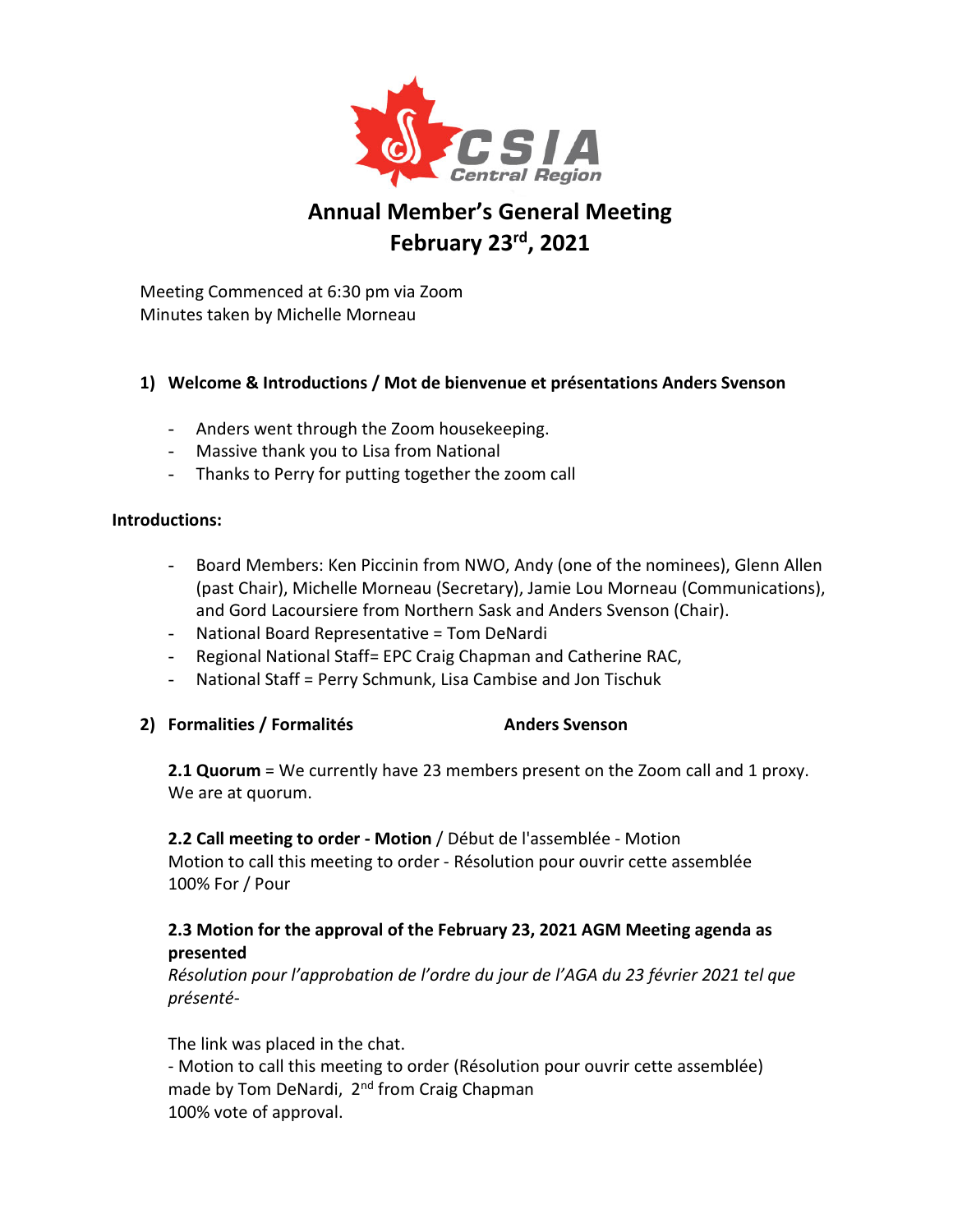CSIA Central Region

# Annual Member's General Meeting
# February 23rd, 2021

Meeting Commenced at 6:30 pm via Zoom
Minutes taken by Michelle Morneau

## 1) Welcome & Introductions / Mot de bienvenue et présentations Anders Svenson

- Anders went through the Zoom housekeeping.
- Massive thank you to Lisa from National
- Thanks to Perry for putting together the zoom call

**Introductions:**

- Board Members: Ken Piccinin from NWO, Andy (one of the nominees), Glenn Allen (past Chair), Michelle Morneau (Secretary), Jamie Lou Morneau (Communications), and Gord Lacoursiere from Northern Sask and Anders Svenson (Chair).
- National Board Representative = Tom DeNardi
- Regional National Staff= EPC Craig Chapman and Catherine RAC,
- National Staff = Perry Schmunk, Lisa Cambise and Jon Tischuk

## 2) Formalities / Formalités Anders Svenson

**2.1 Quorum** = We currently have 23 members present on the Zoom call and 1 proxy. We are at quorum.

**2.2 Call meeting to order - Motion** / Début de l'assemblée - Motion
Motion to call this meeting to order - Résolution pour ouvrir cette assemblée
100% For / Pour

**2.3 Motion for the approval of the February 23, 2021 AGM Meeting agenda as presented**
*Résolution pour l'approbation de l'ordre du jour de l'AGA du 23 février 2021 tel que présenté-*

The link was placed in the chat.
- Motion to call this meeting to order (Résolution pour ouvrir cette assemblée) made by Tom DeNardi, 2nd from Craig Chapman
100% vote of approval.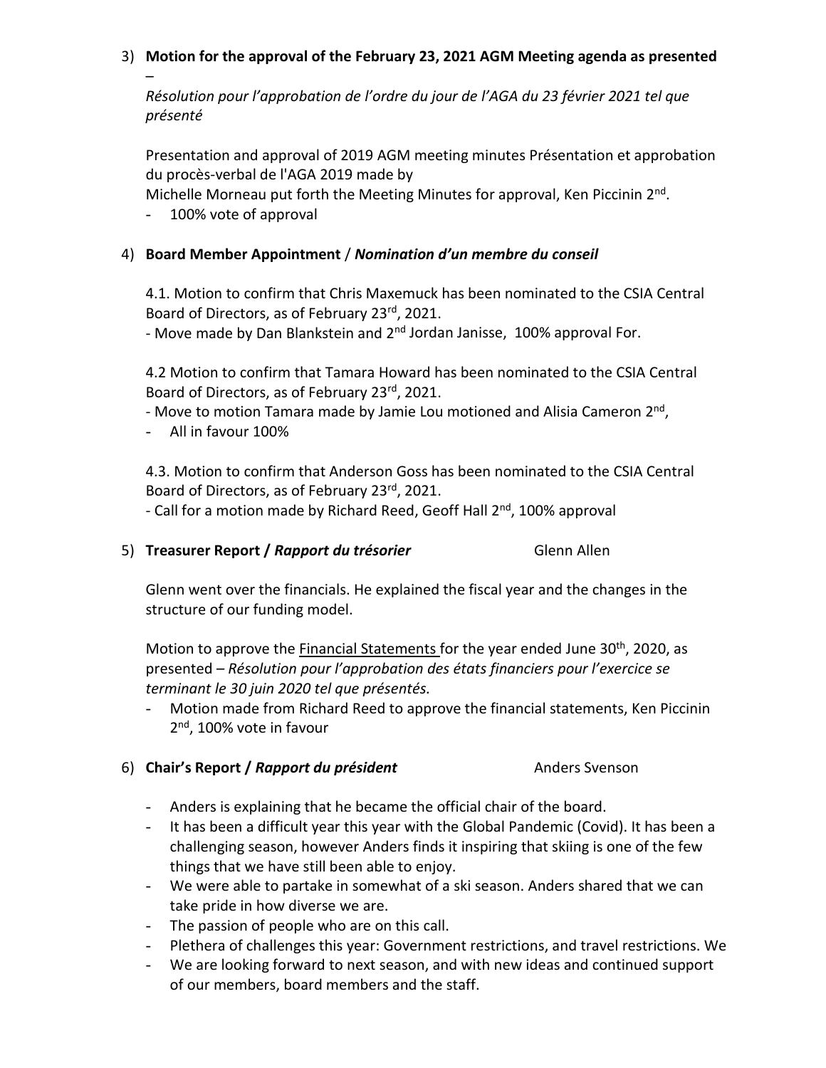3) **Motion for the approval of the February 23, 2021 AGM Meeting agenda as presented –**

   *Résolution pour l'approbation de l'ordre du jour de l'AGA du 23 février 2021 tel que présenté*

   Presentation and approval of 2019 AGM meeting minutes Présentation et approbation du procès-verbal de l'AGA 2019 made by
   Michelle Morneau put forth the Meeting Minutes for approval, Ken Piccinin 2nd.

   - 100% vote of approval

4) **Board Member Appointment** / ***Nomination d'un membre du conseil***

   4.1. Motion to confirm that Chris Maxemuck has been nominated to the CSIA Central Board of Directors, as of February 23rd, 2021.
   - Move made by Dan Blankstein and 2nd Jordan Janisse, 100% approval For.

   4.2 Motion to confirm that Tamara Howard has been nominated to the CSIA Central Board of Directors, as of February 23rd, 2021.
   - Move to motion Tamara made by Jamie Lou motioned and Alisia Cameron 2nd,
   - All in favour 100%

   4.3. Motion to confirm that Anderson Goss has been nominated to the CSIA Central Board of Directors, as of February 23rd, 2021.
   - Call for a motion made by Richard Reed, Geoff Hall 2nd, 100% approval

5) **Treasurer Report /** ***Rapport du trésorier*** Glenn Allen

   Glenn went over the financials. He explained the fiscal year and the changes in the structure of our funding model.

   Motion to approve the Financial Statements for the year ended June 30th, 2020, as presented – *Résolution pour l'approbation des états financiers pour l'exercice se terminant le 30 juin 2020 tel que présentés.*

   - Motion made from Richard Reed to approve the financial statements, Ken Piccinin 2nd, 100% vote in favour

6) **Chair's Report /** ***Rapport du président*** Anders Svenson

   - Anders is explaining that he became the official chair of the board.
   - It has been a difficult year this year with the Global Pandemic (Covid). It has been a challenging season, however Anders finds it inspiring that skiing is one of the few things that we have still been able to enjoy.
   - We were able to partake in somewhat of a ski season. Anders shared that we can take pride in how diverse we are.
   - The passion of people who are on this call.
   - Plethera of challenges this year: Government restrictions, and travel restrictions. We
   - We are looking forward to next season, and with new ideas and continued support of our members, board members and the staff.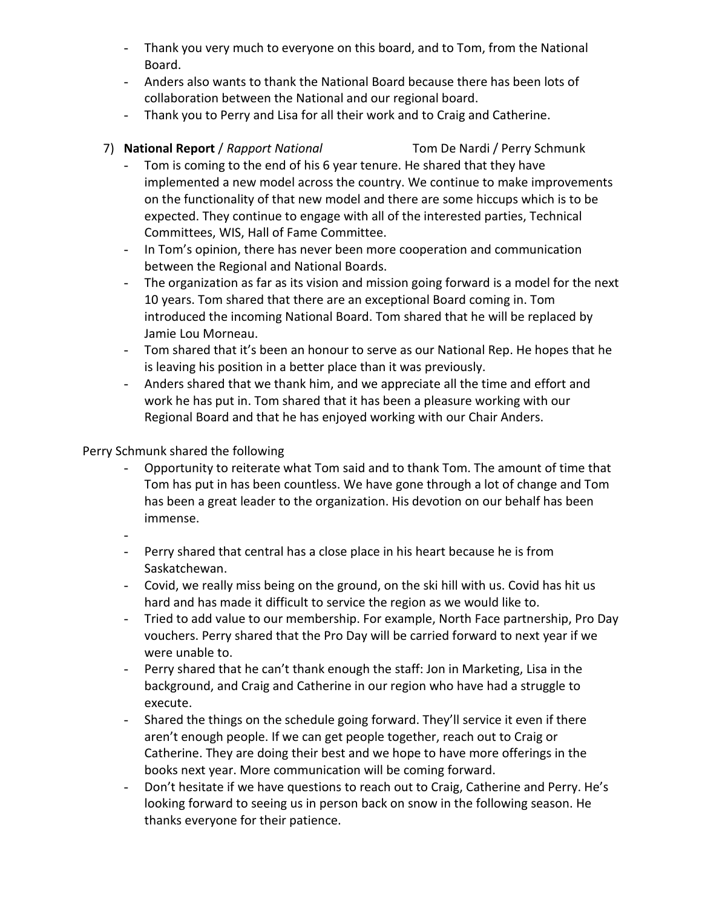- Thank you very much to everyone on this board, and to Tom, from the National Board.
- Anders also wants to thank the National Board because there has been lots of collaboration between the National and our regional board.
- Thank you to Perry and Lisa for all their work and to Craig and Catherine.

7) **National Report** / *Rapport National* Tom De Nardi / Perry Schmunk
   - Tom is coming to the end of his 6 year tenure. He shared that they have implemented a new model across the country. We continue to make improvements on the functionality of that new model and there are some hiccups which is to be expected. They continue to engage with all of the interested parties, Technical Committees, WIS, Hall of Fame Committee.
   - In Tom's opinion, there has never been more cooperation and communication between the Regional and National Boards.
   - The organization as far as its vision and mission going forward is a model for the next 10 years. Tom shared that there are an exceptional Board coming in. Tom introduced the incoming National Board. Tom shared that he will be replaced by Jamie Lou Morneau.
   - Tom shared that it's been an honour to serve as our National Rep. He hopes that he is leaving his position in a better place than it was previously.
   - Anders shared that we thank him, and we appreciate all the time and effort and work he has put in. Tom shared that it has been a pleasure working with our Regional Board and that he has enjoyed working with our Chair Anders.

Perry Schmunk shared the following

- Opportunity to reiterate what Tom said and to thank Tom. The amount of time that Tom has put in has been countless. We have gone through a lot of change and Tom has been a great leader to the organization. His devotion on our behalf has been immense.
- 
- Perry shared that central has a close place in his heart because he is from Saskatchewan.
- Covid, we really miss being on the ground, on the ski hill with us. Covid has hit us hard and has made it difficult to service the region as we would like to.
- Tried to add value to our membership. For example, North Face partnership, Pro Day vouchers. Perry shared that the Pro Day will be carried forward to next year if we were unable to.
- Perry shared that he can't thank enough the staff: Jon in Marketing, Lisa in the background, and Craig and Catherine in our region who have had a struggle to execute.
- Shared the things on the schedule going forward. They'll service it even if there aren't enough people. If we can get people together, reach out to Craig or Catherine. They are doing their best and we hope to have more offerings in the books next year. More communication will be coming forward.
- Don't hesitate if we have questions to reach out to Craig, Catherine and Perry. He's looking forward to seeing us in person back on snow in the following season. He thanks everyone for their patience.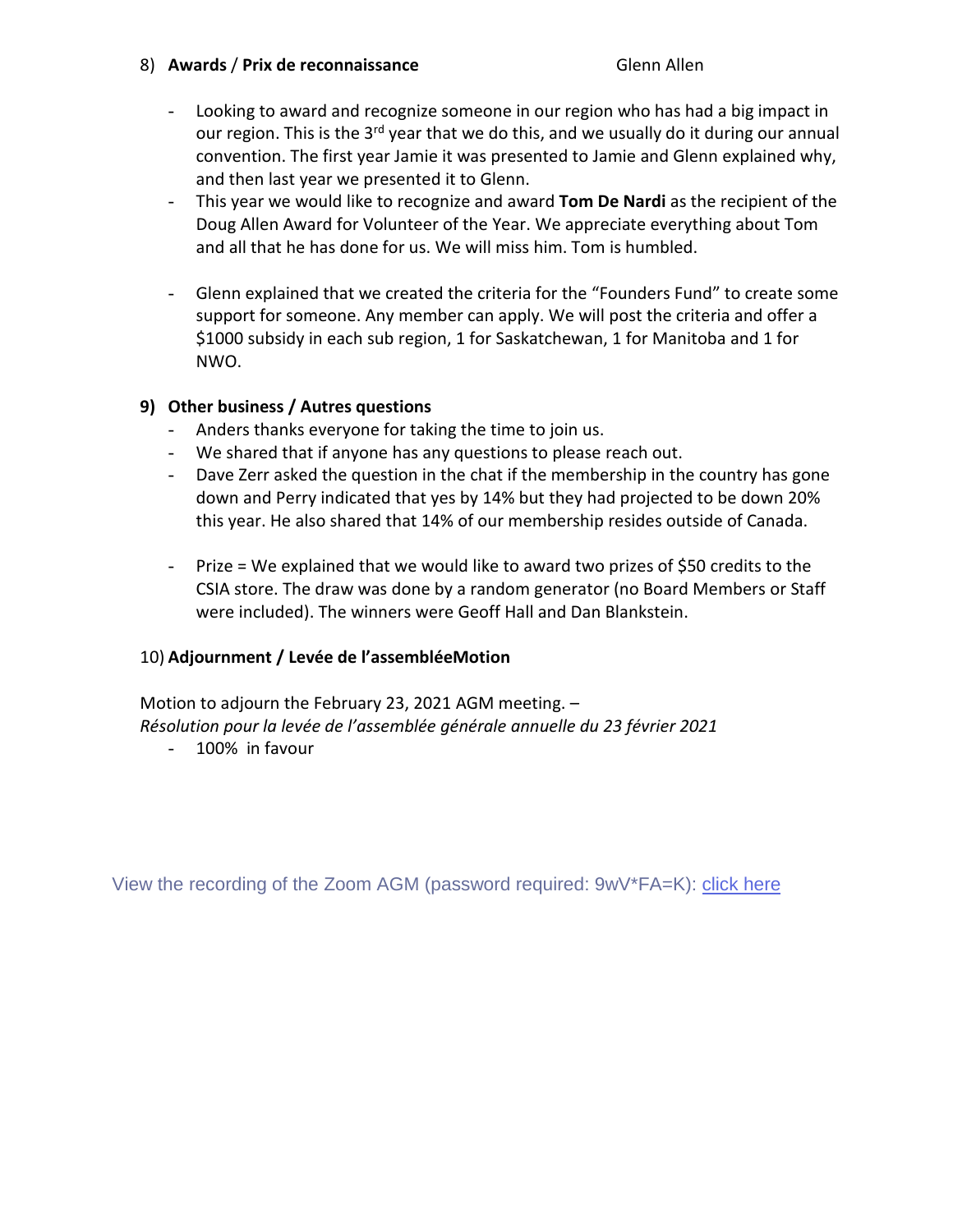8) **Awards** / **Prix de reconnaissance** Glenn Allen

- Looking to award and recognize someone in our region who has had a big impact in our region. This is the 3rd year that we do this, and we usually do it during our annual convention. The first year Jamie it was presented to Jamie and Glenn explained why, and then last year we presented it to Glenn.
- This year we would like to recognize and award **Tom De Nardi** as the recipient of the Doug Allen Award for Volunteer of the Year. We appreciate everything about Tom and all that he has done for us. We will miss him. Tom is humbled.

- Glenn explained that we created the criteria for the "Founders Fund" to create some support for someone. Any member can apply. We will post the criteria and offer a $1000 subsidy in each sub region, 1 for Saskatchewan, 1 for Manitoba and 1 for NWO.

**9) Other business / Autres questions**

- Anders thanks everyone for taking the time to join us.
- We shared that if anyone has any questions to please reach out.
- Dave Zerr asked the question in the chat if the membership in the country has gone down and Perry indicated that yes by 14% but they had projected to be down 20% this year. He also shared that 14% of our membership resides outside of Canada.

- Prize = We explained that we would like to award two prizes of $50 credits to the CSIA store. The draw was done by a random generator (no Board Members or Staff were included). The winners were Geoff Hall and Dan Blankstein.

10) **Adjournment / Levée de l'assembléeMotion**

Motion to adjourn the February 23, 2021 AGM meeting. –
*Résolution pour la levée de l'assemblée générale annuelle du 23 février 2021*

- 100% in favour

View the recording of the Zoom AGM (password required: 9wV*FA=K): click here